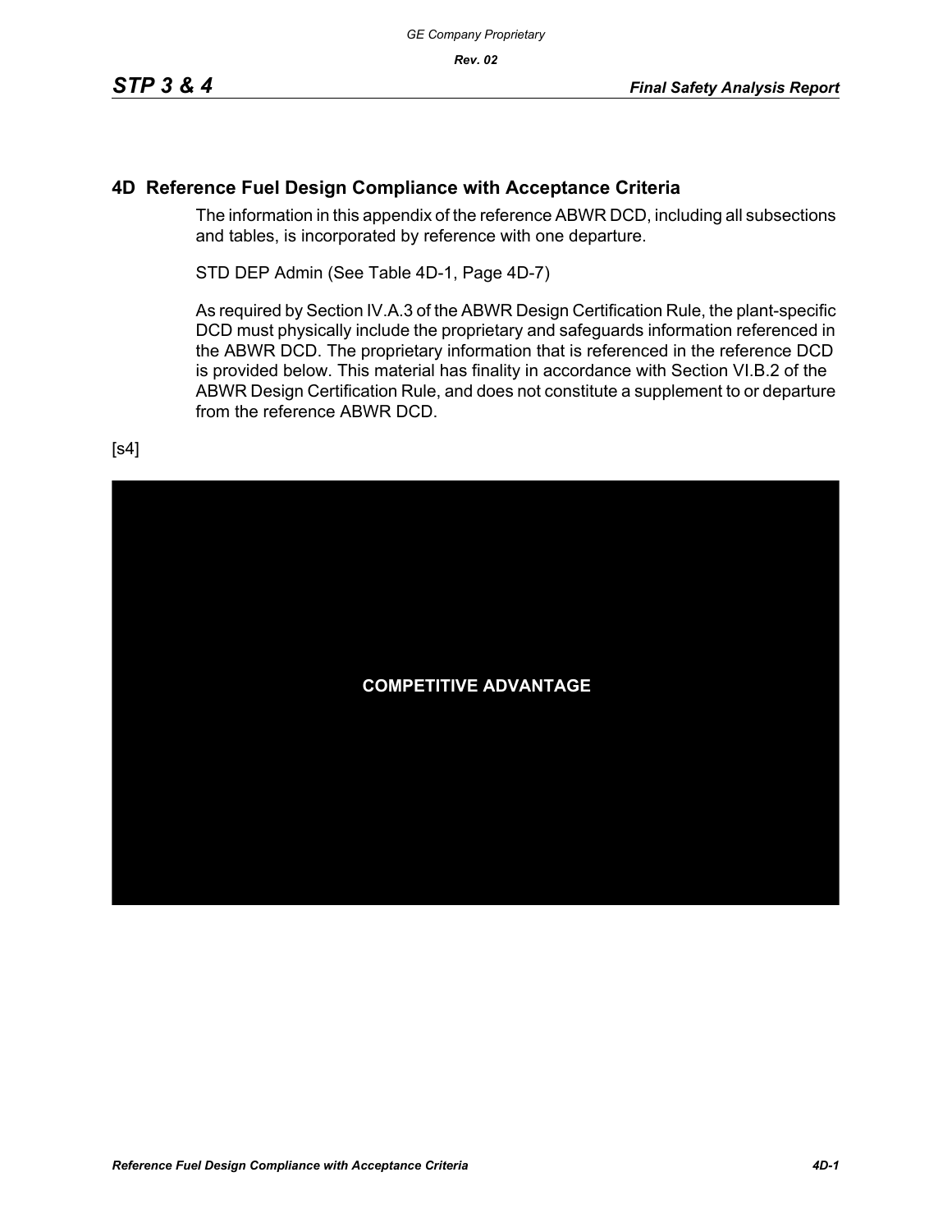# 4D Reference Fuel Design Compliance with Acceptance Criteria

The information in this appendix of the reference ABWR DCD, including all subsections and tables, is incorporated by reference with one departure.

STD DEP Admin (See Table 4D-1, Page 4D-7)

As required by Section IV.A.3 of the ABWR Design Certification Rule, the plant-specific DCD must physically include the proprietary and safeguards information referenced in the ABWR DCD. The proprietary information that is referenced in the reference DCD is provided below. This material has finality in accordance with Section VI.B.2 of the ABWR Design Certification Rule, and does not constitute a supplement to or departure from the reference ABWR DCD.

[s4]

**COMPETITIVE ADVANTAGE**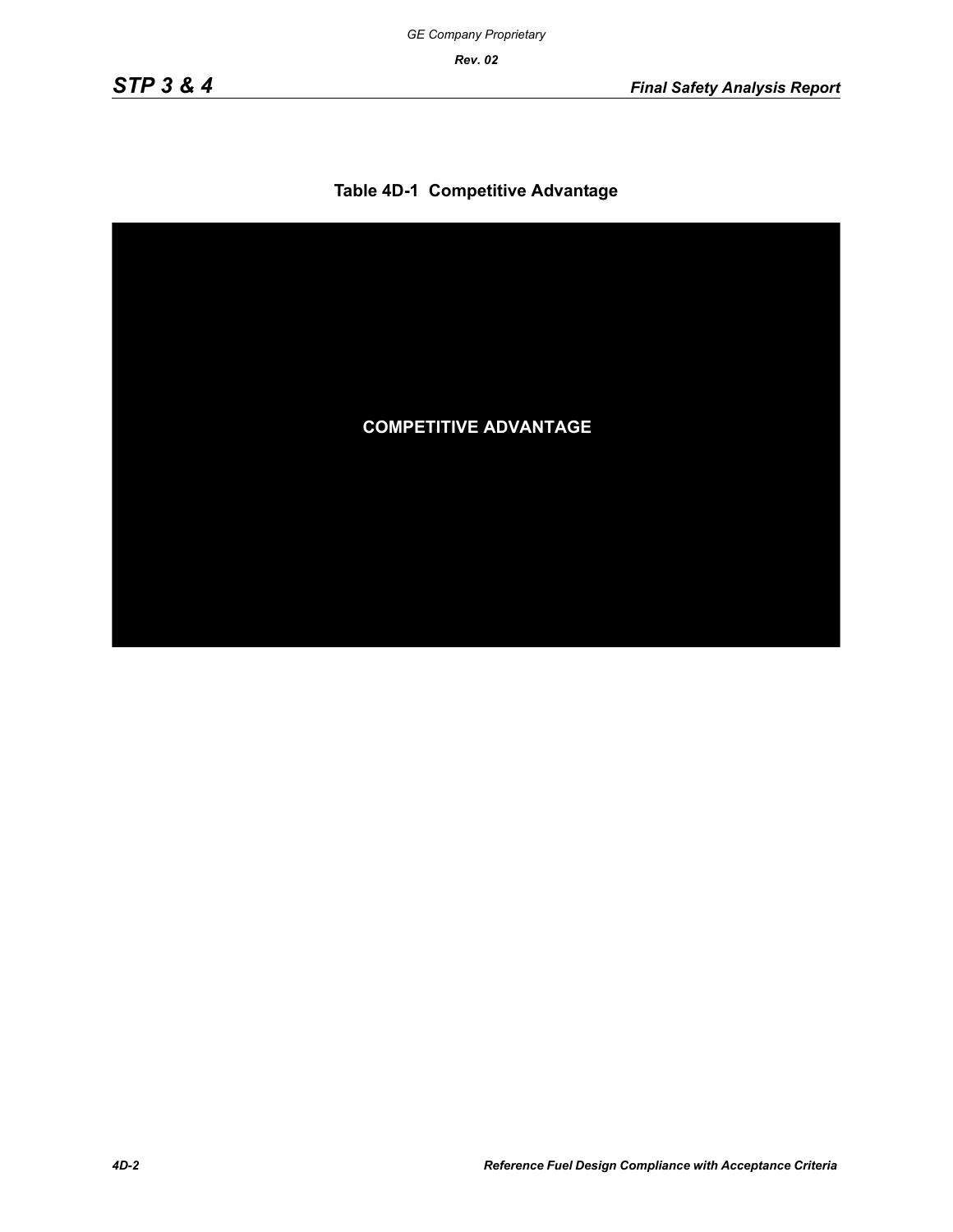**Table 4D-1 Competitive Advantage**

**COMPETITIVE ADVANTAGE**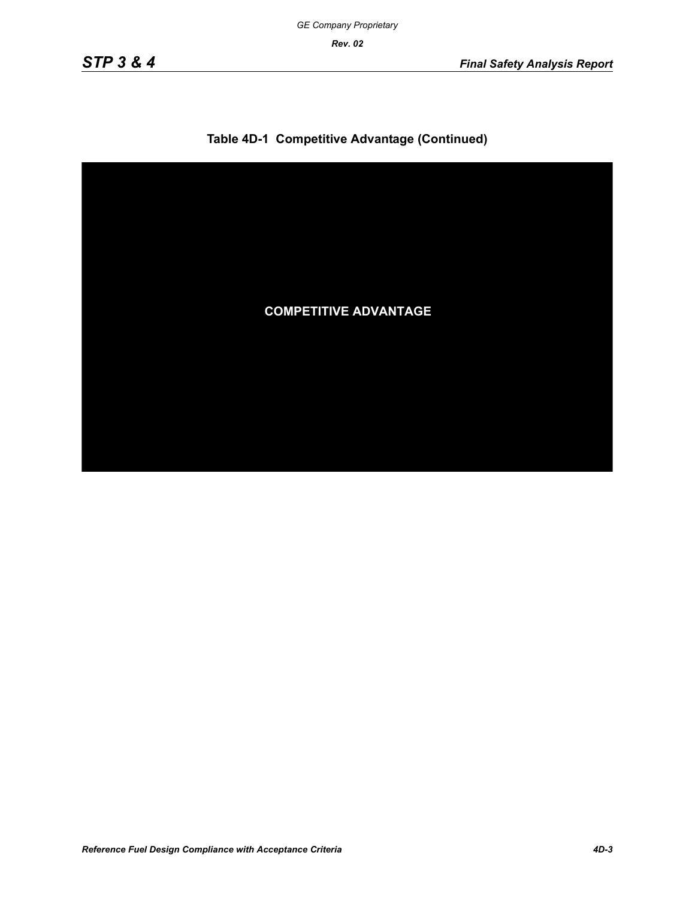**Table 4D-1 Competitive Advantage (Continued)**

**COMPETITIVE ADVANTAGE**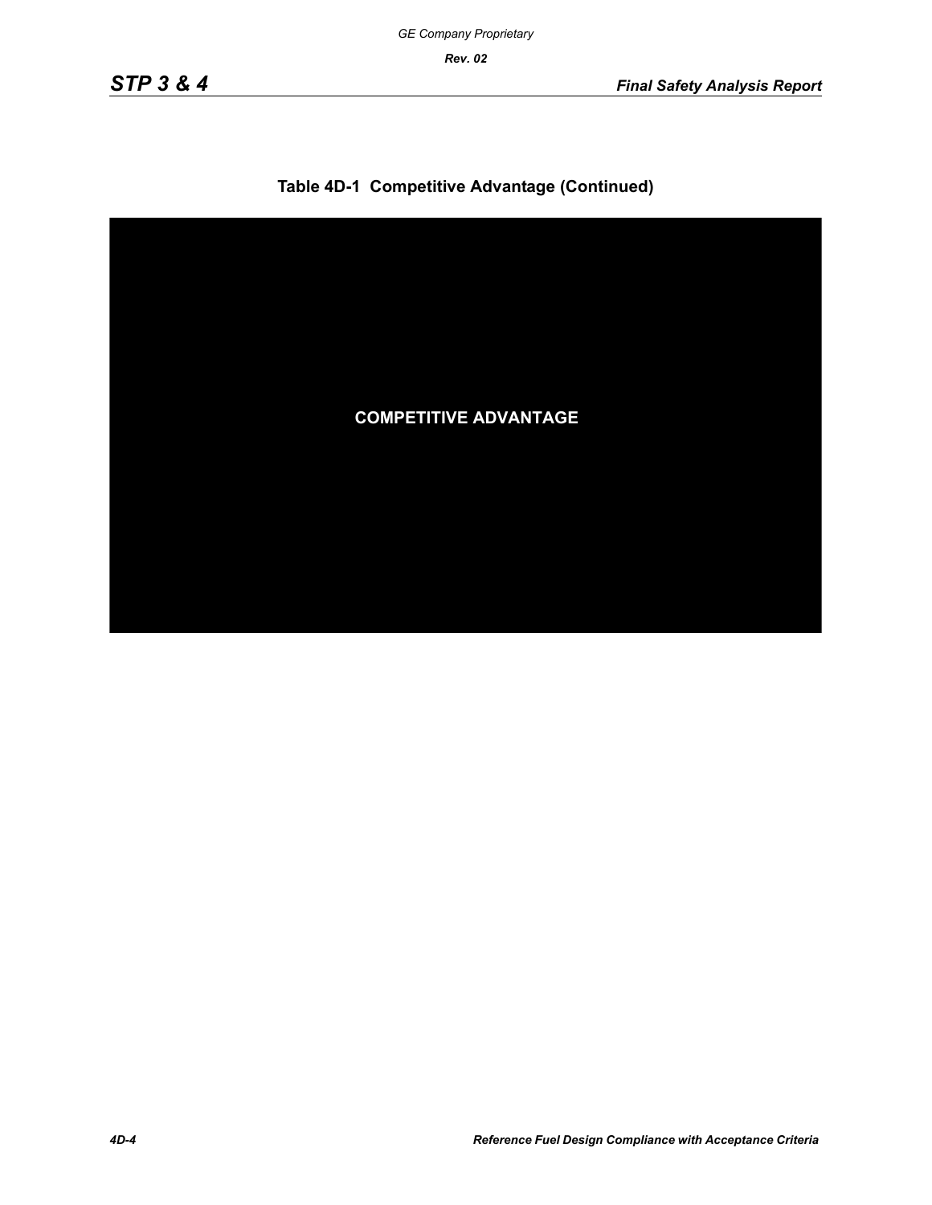GE Company Proprietary

### Table 4D-1 Competitive Advantage (Continued)

COMPETITIVE ADVANTAGE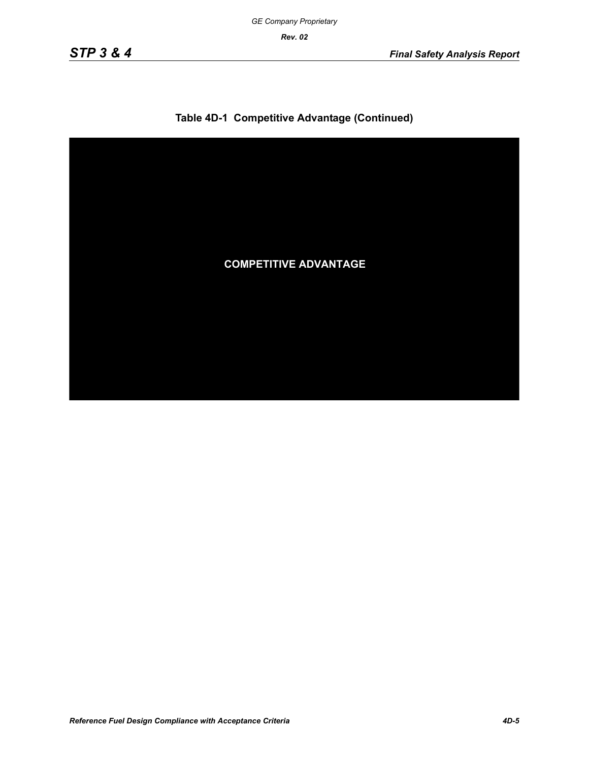### Table 4D-1 Competitive Advantage (Continued)

**COMPETITIVE ADVANTAGE**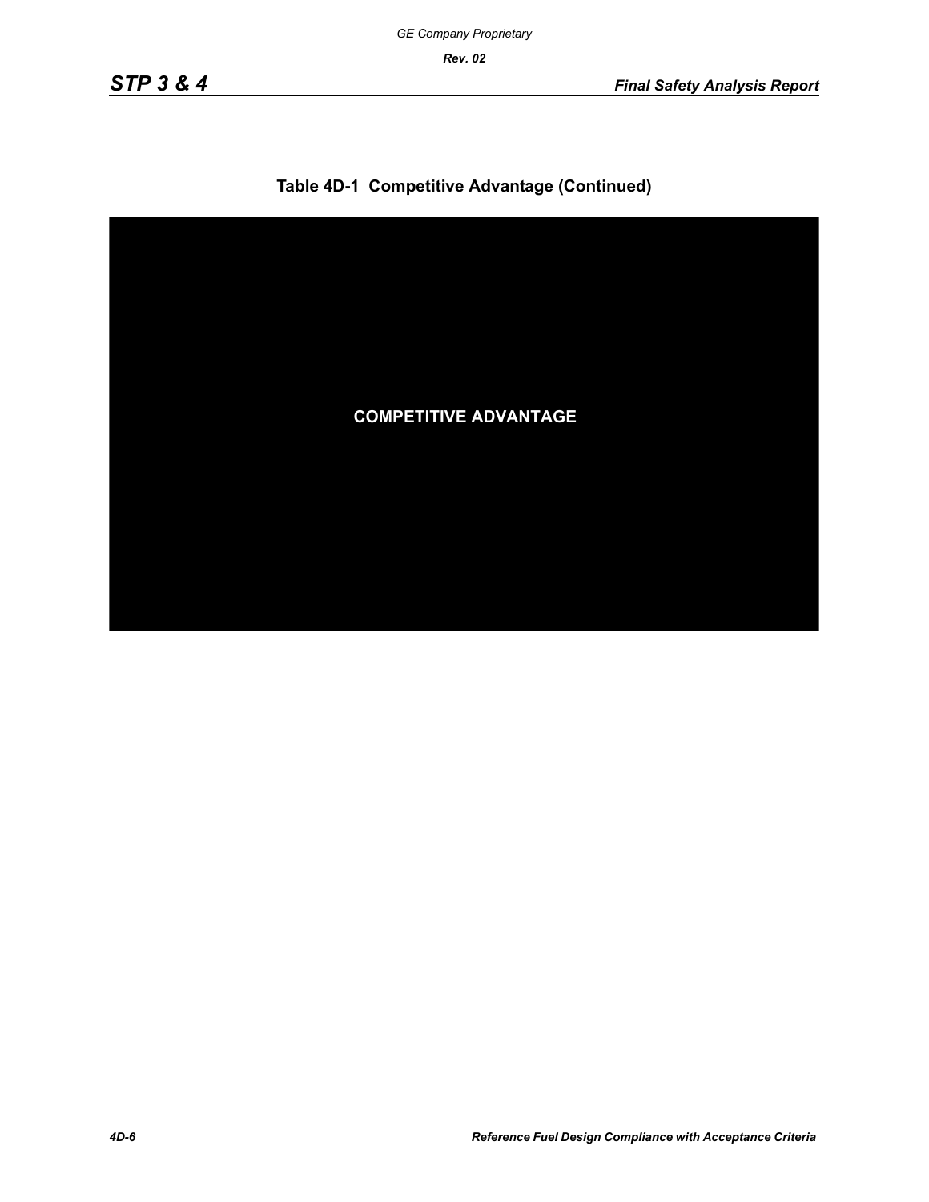GE Company Proprietary

**Table 4D-1 Competitive Advantage (Continued)**

**COMPETITIVE ADVANTAGE**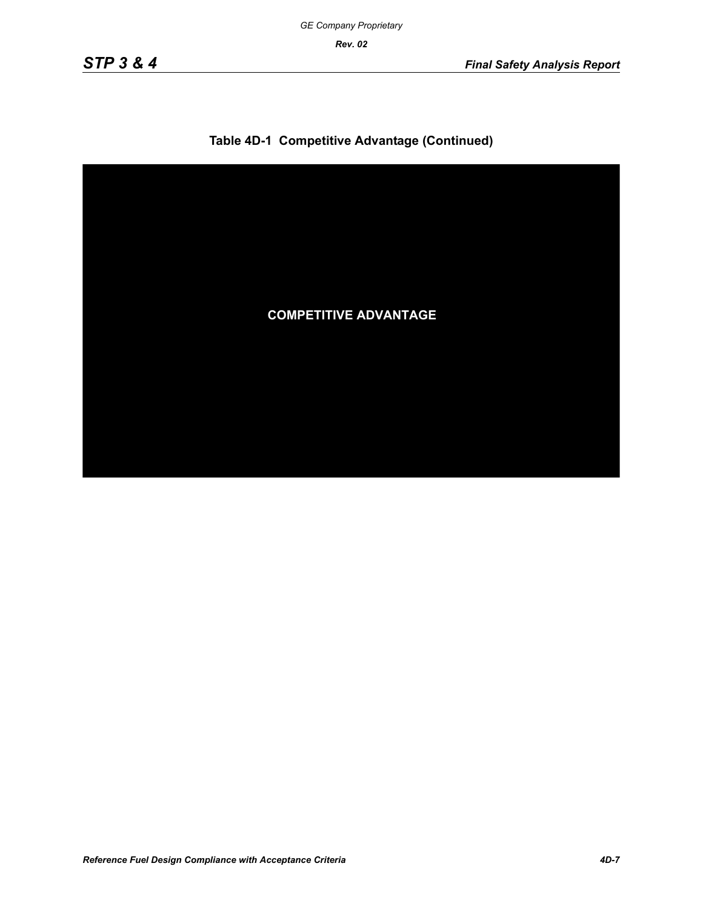### Table 4D-1 Competitive Advantage (Continued)

**COMPETITIVE ADVANTAGE**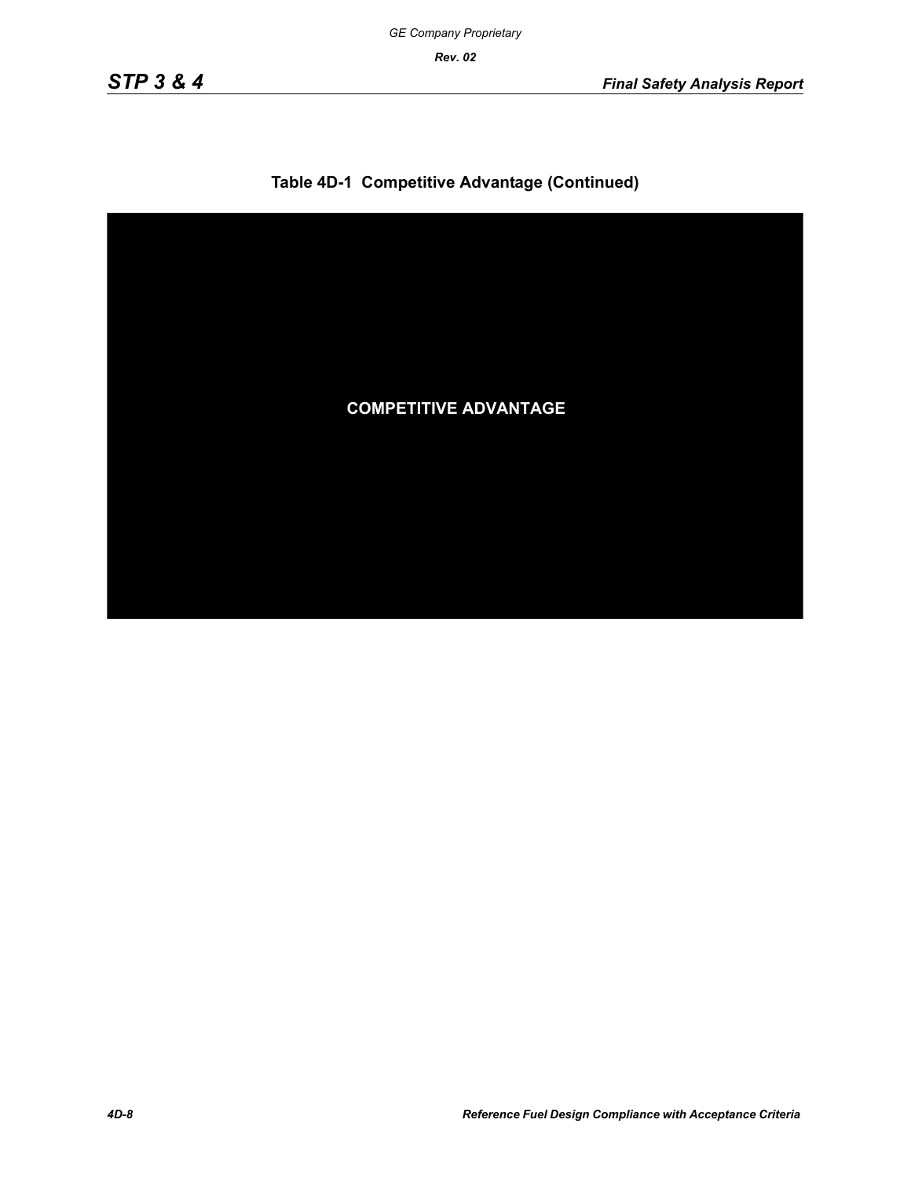**Table 4D-1 Competitive Advantage (Continued)**

COMPETITIVE ADVANTAGE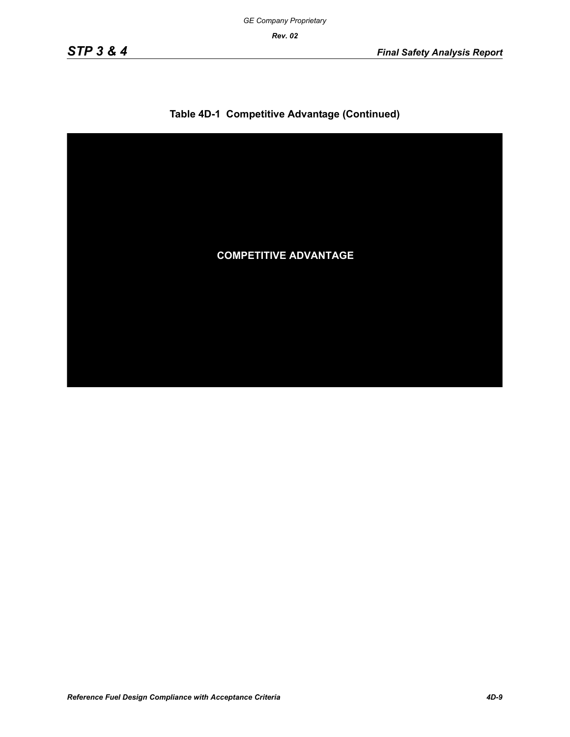# Table 4D-1 Competitive Advantage (Continued)

**COMPETITIVE ADVANTAGE**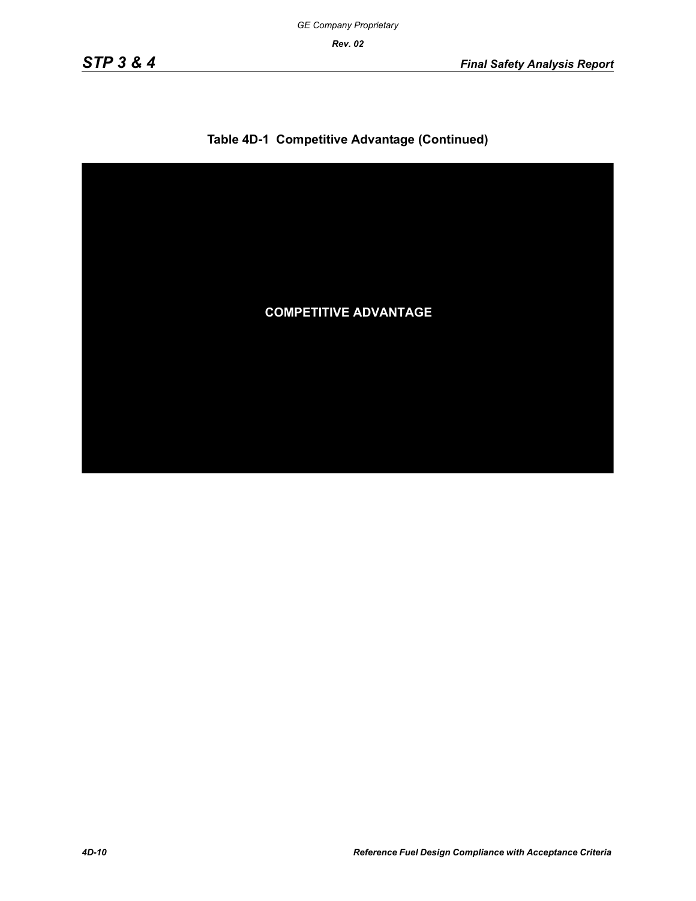## Table 4D-1 Competitive Advantage (Continued)

**COMPETITIVE ADVANTAGE**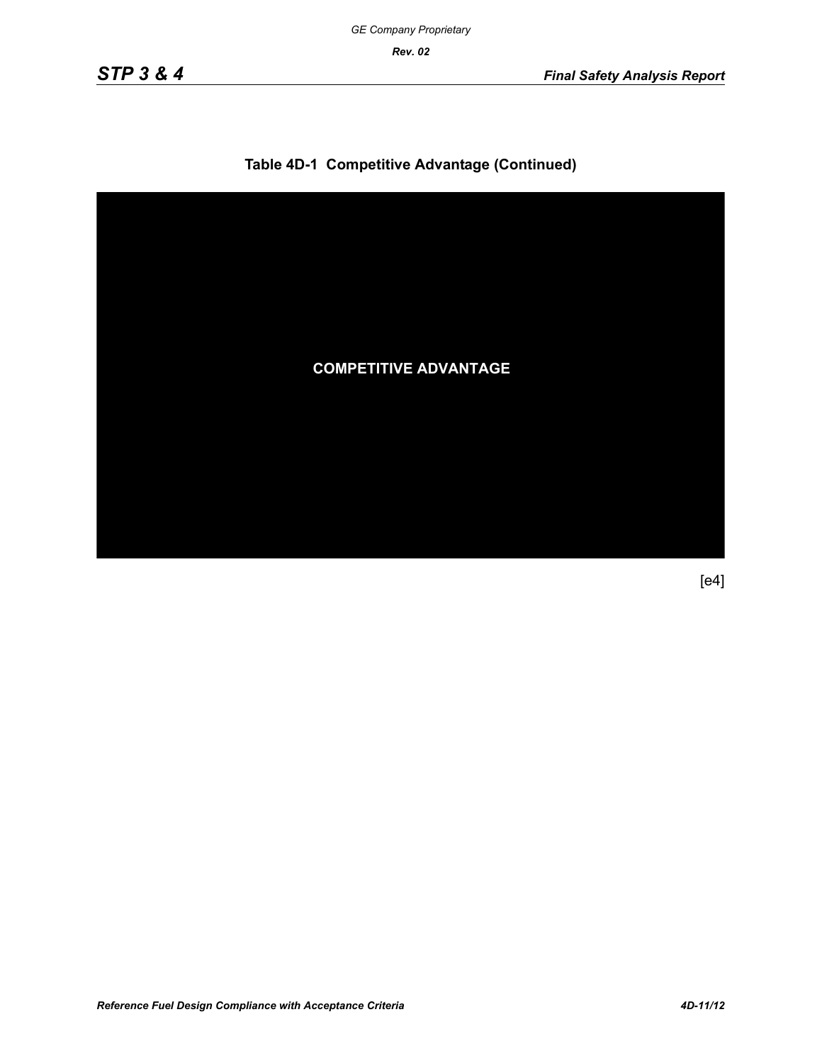**Table 4D-1 Competitive Advantage (Continued)**

**COMPETITIVE ADVANTAGE**

[e4]